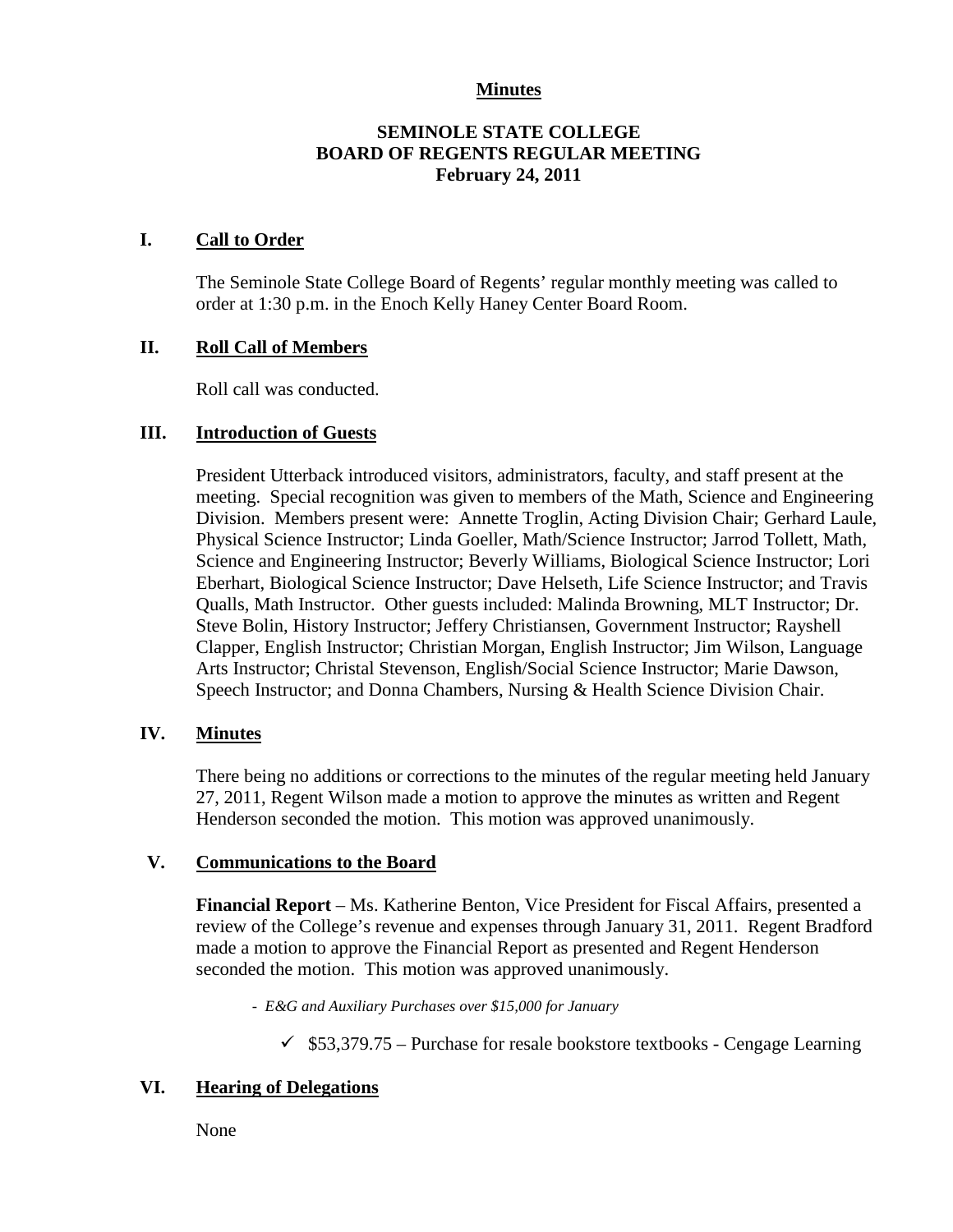**Minutes**

**SEMINOLE STATE COLLEGE**
**BOARD OF REGENTS REGULAR MEETING**
**February 24, 2011**

## I. Call to Order

The Seminole State College Board of Regents' regular monthly meeting was called to order at 1:30 p.m. in the Enoch Kelly Haney Center Board Room.

## II. Roll Call of Members

Roll call was conducted.

## III. Introduction of Guests

President Utterback introduced visitors, administrators, faculty, and staff present at the meeting. Special recognition was given to members of the Math, Science and Engineering Division. Members present were: Annette Troglin, Acting Division Chair; Gerhard Laule, Physical Science Instructor; Linda Goeller, Math/Science Instructor; Jarrod Tollett, Math, Science and Engineering Instructor; Beverly Williams, Biological Science Instructor; Lori Eberhart, Biological Science Instructor; Dave Helseth, Life Science Instructor; and Travis Qualls, Math Instructor. Other guests included: Malinda Browning, MLT Instructor; Dr. Steve Bolin, History Instructor; Jeffery Christiansen, Government Instructor; Rayshell Clapper, English Instructor; Christian Morgan, English Instructor; Jim Wilson, Language Arts Instructor; Christal Stevenson, English/Social Science Instructor; Marie Dawson, Speech Instructor; and Donna Chambers, Nursing & Health Science Division Chair.

## IV. Minutes

There being no additions or corrections to the minutes of the regular meeting held January 27, 2011, Regent Wilson made a motion to approve the minutes as written and Regent Henderson seconded the motion. This motion was approved unanimously.

## V. Communications to the Board

**Financial Report** – Ms. Katherine Benton, Vice President for Fiscal Affairs, presented a review of the College's revenue and expenses through January 31, 2011. Regent Bradford made a motion to approve the Financial Report as presented and Regent Henderson seconded the motion. This motion was approved unanimously.

- *E&G and Auxiliary Purchases over $15,000 for January*

  - ✓ $53,379.75 – Purchase for resale bookstore textbooks - Cengage Learning

## VI. Hearing of Delegations

None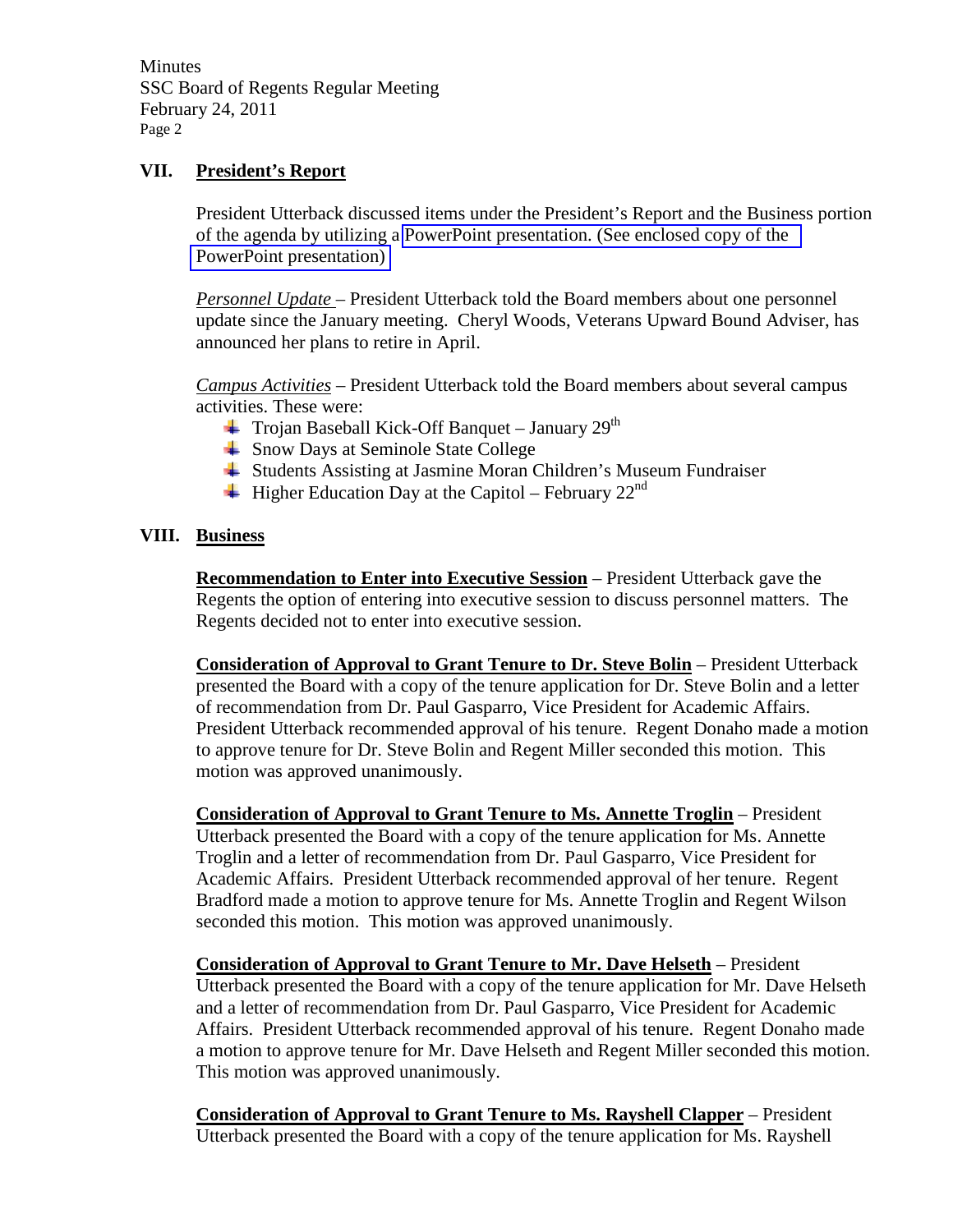## VII. President's Report

President Utterback discussed items under the President's Report and the Business portion of the agenda by utilizing a PowerPoint presentation. (See enclosed copy of the PowerPoint presentation)

*Personnel Update* – President Utterback told the Board members about one personnel update since the January meeting. Cheryl Woods, Veterans Upward Bound Adviser, has announced her plans to retire in April.

*Campus Activities* – President Utterback told the Board members about several campus activities. These were:

- Trojan Baseball Kick-Off Banquet – January 29th
- Snow Days at Seminole State College
- Students Assisting at Jasmine Moran Children's Museum Fundraiser
- Higher Education Day at the Capitol – February 22nd

## VIII. Business

**Recommendation to Enter into Executive Session** – President Utterback gave the Regents the option of entering into executive session to discuss personnel matters. The Regents decided not to enter into executive session.

**Consideration of Approval to Grant Tenure to Dr. Steve Bolin** – President Utterback presented the Board with a copy of the tenure application for Dr. Steve Bolin and a letter of recommendation from Dr. Paul Gasparro, Vice President for Academic Affairs. President Utterback recommended approval of his tenure. Regent Donaho made a motion to approve tenure for Dr. Steve Bolin and Regent Miller seconded this motion. This motion was approved unanimously.

**Consideration of Approval to Grant Tenure to Ms. Annette Troglin** – President Utterback presented the Board with a copy of the tenure application for Ms. Annette Troglin and a letter of recommendation from Dr. Paul Gasparro, Vice President for Academic Affairs. President Utterback recommended approval of her tenure. Regent Bradford made a motion to approve tenure for Ms. Annette Troglin and Regent Wilson seconded this motion. This motion was approved unanimously.

**Consideration of Approval to Grant Tenure to Mr. Dave Helseth** – President Utterback presented the Board with a copy of the tenure application for Mr. Dave Helseth and a letter of recommendation from Dr. Paul Gasparro, Vice President for Academic Affairs. President Utterback recommended approval of his tenure. Regent Donaho made a motion to approve tenure for Mr. Dave Helseth and Regent Miller seconded this motion. This motion was approved unanimously.

**Consideration of Approval to Grant Tenure to Ms. Rayshell Clapper** – President Utterback presented the Board with a copy of the tenure application for Ms. Rayshell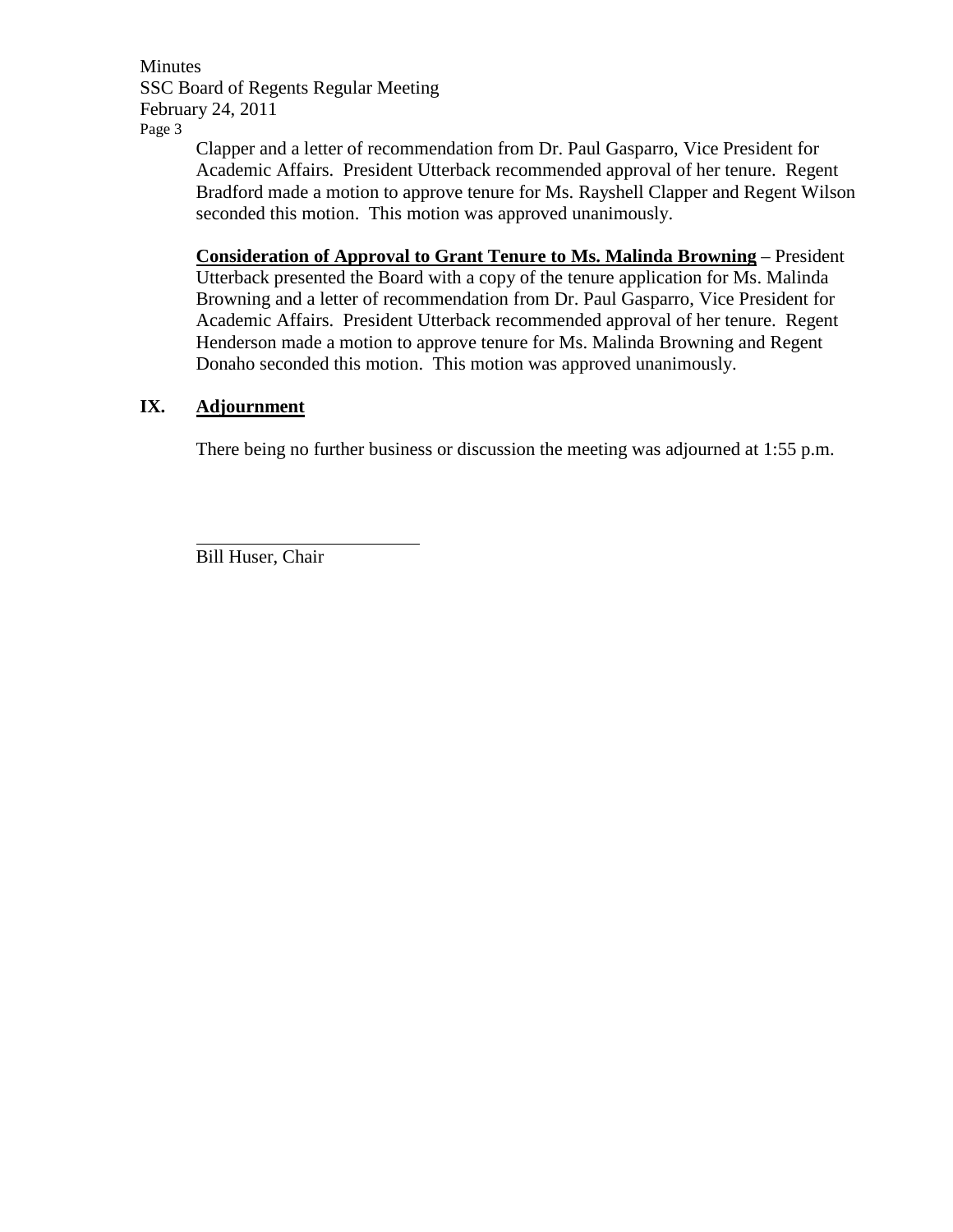Clapper and a letter of recommendation from Dr. Paul Gasparro, Vice President for Academic Affairs. President Utterback recommended approval of her tenure. Regent Bradford made a motion to approve tenure for Ms. Rayshell Clapper and Regent Wilson seconded this motion. This motion was approved unanimously.

**Consideration of Approval to Grant Tenure to Ms. Malinda Browning** – President Utterback presented the Board with a copy of the tenure application for Ms. Malinda Browning and a letter of recommendation from Dr. Paul Gasparro, Vice President for Academic Affairs. President Utterback recommended approval of her tenure. Regent Henderson made a motion to approve tenure for Ms. Malinda Browning and Regent Donaho seconded this motion. This motion was approved unanimously.

## IX. Adjournment

There being no further business or discussion the meeting was adjourned at 1:55 p.m.

\_\_\_\_\_\_\_\_\_\_\_\_\_\_\_\_\_\_\_\_\_\_\_\_\_\_

Bill Huser, Chair